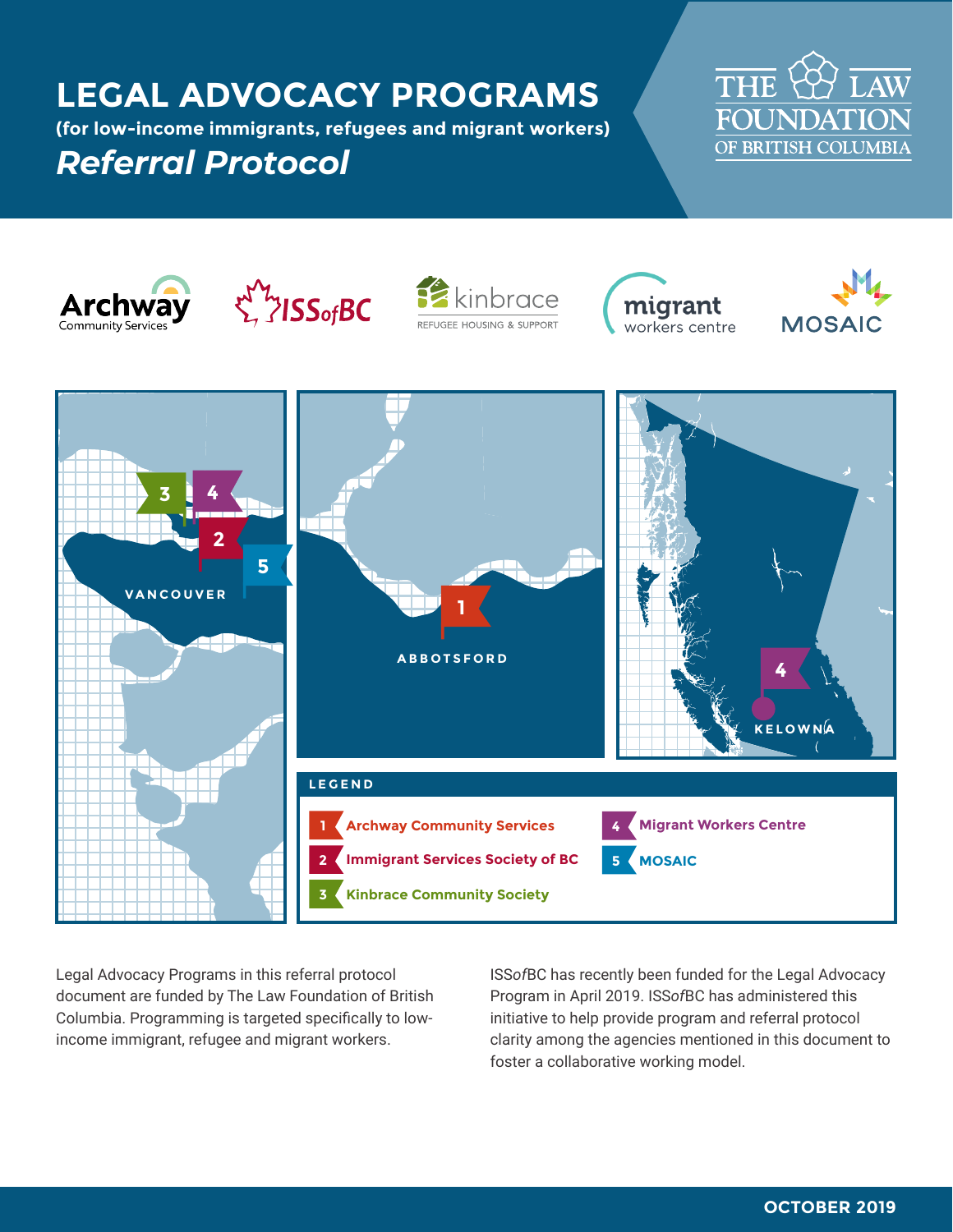# LEGAL ADVOCACY PROGRAMS

**(for low-income immigrants, refugees and migrant workers)**

## *Referral Protocol*

THE LAW FOUNDATION OF BRITISH COLUMBIA

Archway Community Services | ISSofBC | kinbrace REFUGEE HOUSING & SUPPORT | migrant workers centre | MOSAIC

VANCOUVER | ABBOTSFORD | KELOWNA

**LEGEND**

1. Archway Community Services
2. Immigrant Services Society of BC
3. Kinbrace Community Society
4. Migrant Workers Centre
5. MOSAIC

Legal Advocacy Programs in this referral protocol document are funded by The Law Foundation of British Columbia. Programming is targeted specifically to low-income immigrant, refugee and migrant workers.

ISS*of*BC has recently been funded for the Legal Advocacy Program in April 2019. ISS*of*BC has administered this initiative to help provide program and referral protocol clarity among the agencies mentioned in this document to foster a collaborative working model.

**OCTOBER 2019**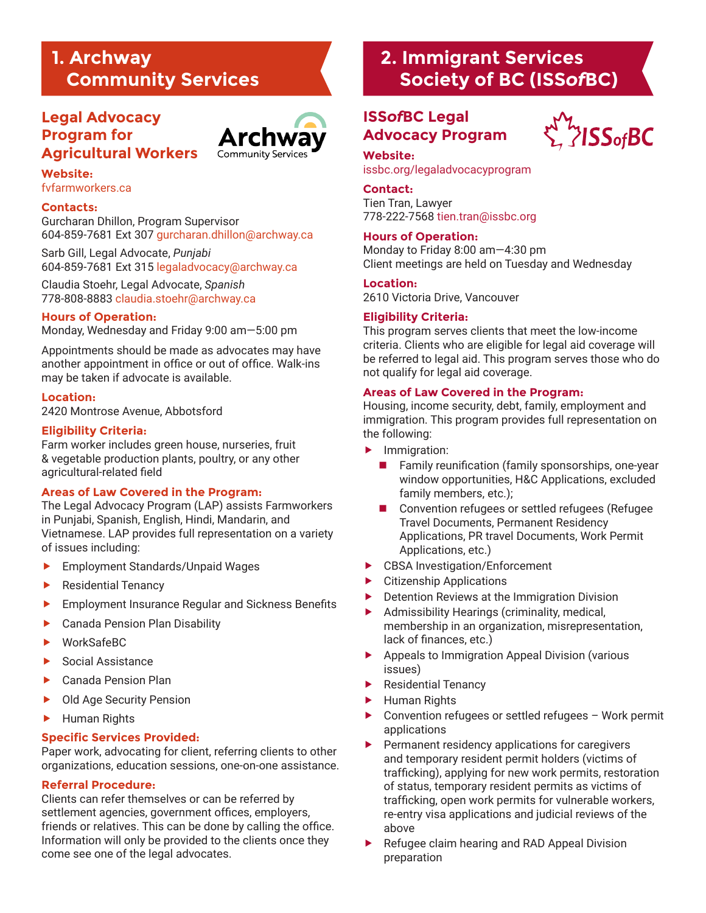## 1. Archway Community Services

### Legal Advocacy Program for Agricultural Workers

**Website:**
fvfarmworkers.ca

**Contacts:**

Gurcharan Dhillon, Program Supervisor
604-859-7681 Ext 307 gurcharan.dhillon@archway.ca

Sarb Gill, Legal Advocate, *Punjabi*
604-859-7681 Ext 315 legaladvocacy@archway.ca

Claudia Stoehr, Legal Advocate, *Spanish*
778-808-8883 claudia.stoehr@archway.ca

**Hours of Operation:**
Monday, Wednesday and Friday 9:00 am—5:00 pm

Appointments should be made as advocates may have another appointment in office or out of office. Walk-ins may be taken if advocate is available.

**Location:**
2420 Montrose Avenue, Abbotsford

**Eligibility Criteria:**
Farm worker includes green house, nurseries, fruit & vegetable production plants, poultry, or any other agricultural-related field

**Areas of Law Covered in the Program:**
The Legal Advocacy Program (LAP) assists Farmworkers in Punjabi, Spanish, English, Hindi, Mandarin, and Vietnamese. LAP provides full representation on a variety of issues including:

- Employment Standards/Unpaid Wages
- Residential Tenancy
- Employment Insurance Regular and Sickness Benefits
- Canada Pension Plan Disability
- WorkSafeBC
- Social Assistance
- Canada Pension Plan
- Old Age Security Pension
- Human Rights

**Specific Services Provided:**
Paper work, advocating for client, referring clients to other organizations, education sessions, one-on-one assistance.

**Referral Procedure:**
Clients can refer themselves or can be referred by settlement agencies, government offices, employers, friends or relatives. This can be done by calling the office. Information will only be provided to the clients once they come see one of the legal advocates.

## 2. Immigrant Services Society of BC (ISS*of*BC)

### ISS*of*BC Legal Advocacy Program

**Website:**
issbc.org/legaladvocacyprogram

**Contact:**
Tien Tran, Lawyer
778-222-7568 tien.tran@issbc.org

**Hours of Operation:**
Monday to Friday 8:00 am—4:30 pm
Client meetings are held on Tuesday and Wednesday

**Location:**
2610 Victoria Drive, Vancouver

**Eligibility Criteria:**
This program serves clients that meet the low-income criteria. Clients who are eligible for legal aid coverage will be referred to legal aid. This program serves those who do not qualify for legal aid coverage.

**Areas of Law Covered in the Program:**
Housing, income security, debt, family, employment and immigration. This program provides full representation on the following:

- Immigration:
  - Family reunification (family sponsorships, one-year window opportunities, H&C Applications, excluded family members, etc.);
  - Convention refugees or settled refugees (Refugee Travel Documents, Permanent Residency Applications, PR travel Documents, Work Permit Applications, etc.)
- CBSA Investigation/Enforcement
- Citizenship Applications
- Detention Reviews at the Immigration Division
- Admissibility Hearings (criminality, medical, membership in an organization, misrepresentation, lack of finances, etc.)
- Appeals to Immigration Appeal Division (various issues)
- Residential Tenancy
- Human Rights
- Convention refugees or settled refugees – Work permit applications
- Permanent residency applications for caregivers and temporary resident permit holders (victims of trafficking), applying for new work permits, restoration of status, temporary resident permits as victims of trafficking, open work permits for vulnerable workers, re-entry visa applications and judicial reviews of the above
- Refugee claim hearing and RAD Appeal Division preparation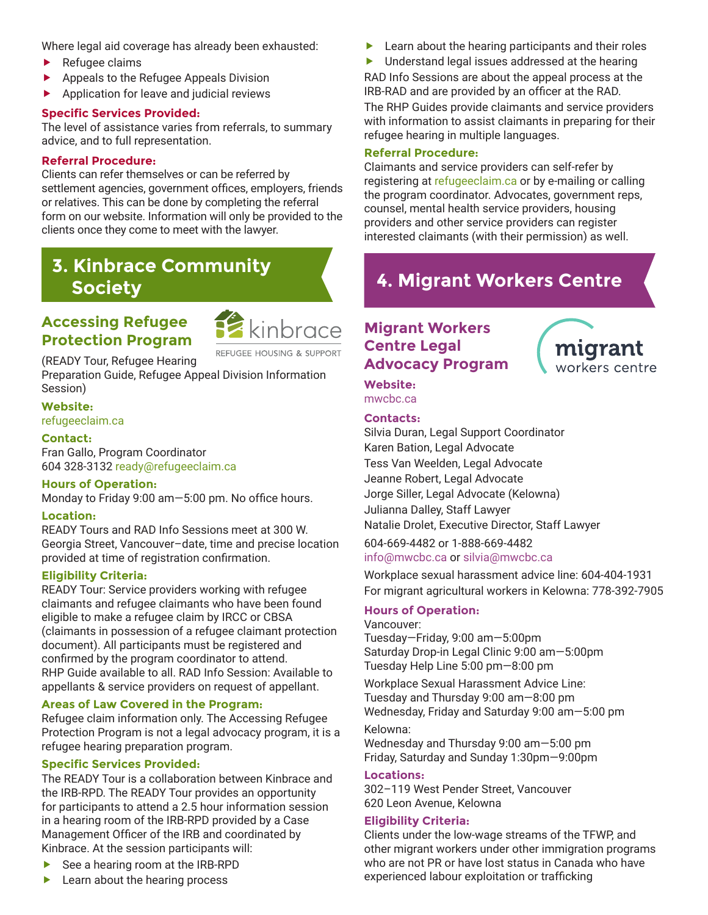Where legal aid coverage has already been exhausted:

- Refugee claims
- Appeals to the Refugee Appeals Division
- Application for leave and judicial reviews

**Specific Services Provided:**
The level of assistance varies from referrals, to summary advice, and to full representation.

**Referral Procedure:**
Clients can refer themselves or can be referred by settlement agencies, government offices, employers, friends or relatives. This can be done by completing the referral form on our website. Information will only be provided to the clients once they come to meet with the lawyer.

## 3. Kinbrace Community Society

### Accessing Refugee Protection Program

kinbrace
REFUGEE HOUSING & SUPPORT

(READY Tour, Refugee Hearing Preparation Guide, Refugee Appeal Division Information Session)

**Website:**
refugeeclaim.ca

**Contact:**
Fran Gallo, Program Coordinator
604 328-3132 ready@refugeeclaim.ca

**Hours of Operation:**
Monday to Friday 9:00 am—5:00 pm. No office hours.

**Location:**
READY Tours and RAD Info Sessions meet at 300 W. Georgia Street, Vancouver–date, time and precise location provided at time of registration confirmation.

**Eligibility Criteria:**
READY Tour: Service providers working with refugee claimants and refugee claimants who have been found eligible to make a refugee claim by IRCC or CBSA (claimants in possession of a refugee claimant protection document). All participants must be registered and confirmed by the program coordinator to attend.
RHP Guide available to all. RAD Info Session: Available to appellants & service providers on request of appellant.

**Areas of Law Covered in the Program:**
Refugee claim information only. The Accessing Refugee Protection Program is not a legal advocacy program, it is a refugee hearing preparation program.

**Specific Services Provided:**
The READY Tour is a collaboration between Kinbrace and the IRB-RPD. The READY Tour provides an opportunity for participants to attend a 2.5 hour information session in a hearing room of the IRB-RPD provided by a Case Management Officer of the IRB and coordinated by Kinbrace. At the session participants will:

- See a hearing room at the IRB-RPD
- Learn about the hearing process
- Learn about the hearing participants and their roles
- Understand legal issues addressed at the hearing

RAD Info Sessions are about the appeal process at the IRB-RAD and are provided by an officer at the RAD.
The RHP Guides provide claimants and service providers with information to assist claimants in preparing for their refugee hearing in multiple languages.

**Referral Procedure:**
Claimants and service providers can self-refer by registering at refugeeclaim.ca or by e-mailing or calling the program coordinator. Advocates, government reps, counsel, mental health service providers, housing providers and other service providers can register interested claimants (with their permission) as well.

## 4. Migrant Workers Centre

### Migrant Workers Centre Legal Advocacy Program

migrant
workers centre

**Website:**
mwcbc.ca

**Contacts:**
Silvia Duran, Legal Support Coordinator
Karen Bation, Legal Advocate
Tess Van Weelden, Legal Advocate
Jeanne Robert, Legal Advocate
Jorge Siller, Legal Advocate (Kelowna)
Julianna Dalley, Staff Lawyer
Natalie Drolet, Executive Director, Staff Lawyer

604-669-4482 or 1-888-669-4482
info@mwcbc.ca or silvia@mwcbc.ca

Workplace sexual harassment advice line: 604-404-1931
For migrant agricultural workers in Kelowna: 778-392-7905

**Hours of Operation:**
Vancouver:
Tuesday—Friday, 9:00 am—5:00pm
Saturday Drop-in Legal Clinic 9:00 am—5:00pm
Tuesday Help Line 5:00 pm—8:00 pm

Workplace Sexual Harassment Advice Line:
Tuesday and Thursday 9:00 am—8:00 pm
Wednesday, Friday and Saturday 9:00 am—5:00 pm

Kelowna:
Wednesday and Thursday 9:00 am—5:00 pm
Friday, Saturday and Sunday 1:30pm—9:00pm

**Locations:**
302–119 West Pender Street, Vancouver
620 Leon Avenue, Kelowna

**Eligibility Criteria:**
Clients under the low-wage streams of the TFWP, and other migrant workers under other immigration programs who are not PR or have lost status in Canada who have experienced labour exploitation or trafficking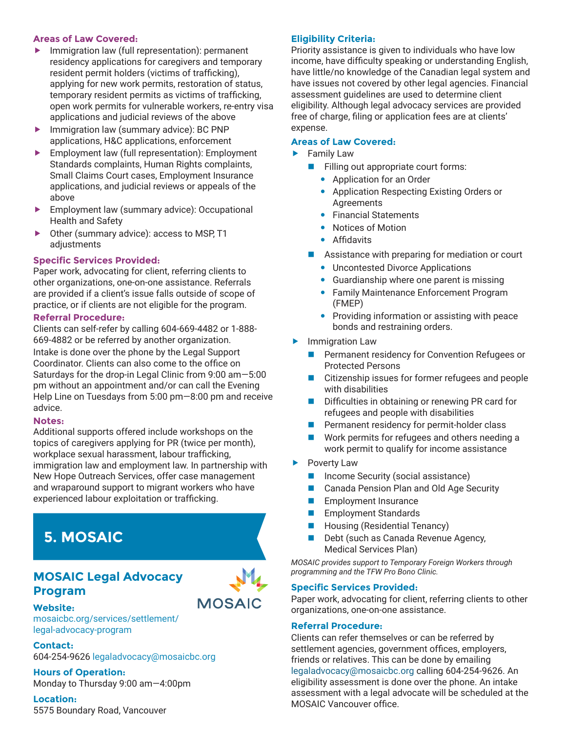**Areas of Law Covered:**

- Immigration law (full representation): permanent residency applications for caregivers and temporary resident permit holders (victims of trafficking), applying for new work permits, restoration of status, temporary resident permits as victims of trafficking, open work permits for vulnerable workers, re-entry visa applications and judicial reviews of the above
- Immigration law (summary advice): BC PNP applications, H&C applications, enforcement
- Employment law (full representation): Employment Standards complaints, Human Rights complaints, Small Claims Court cases, Employment Insurance applications, and judicial reviews or appeals of the above
- Employment law (summary advice): Occupational Health and Safety
- Other (summary advice): access to MSP, T1 adjustments

**Specific Services Provided:**
Paper work, advocating for client, referring clients to other organizations, one-on-one assistance. Referrals are provided if a client's issue falls outside of scope of practice, or if clients are not eligible for the program.

**Referral Procedure:**
Clients can self-refer by calling 604-669-4482 or 1-888-669-4882 or be referred by another organization.
Intake is done over the phone by the Legal Support Coordinator. Clients can also come to the office on Saturdays for the drop-in Legal Clinic from 9:00 am—5:00 pm without an appointment and/or can call the Evening Help Line on Tuesdays from 5:00 pm—8:00 pm and receive advice.

**Notes:**
Additional supports offered include workshops on the topics of caregivers applying for PR (twice per month), workplace sexual harassment, labour trafficking, immigration law and employment law. In partnership with New Hope Outreach Services, offer case management and wraparound support to migrant workers who have experienced labour exploitation or trafficking.

## 5. MOSAIC

### MOSAIC Legal Advocacy Program

**Website:**
mosaicbc.org/services/settlement/legal-advocacy-program

**Contact:**
604-254-9626 legaladvocacy@mosaicbc.org

**Hours of Operation:**
Monday to Thursday 9:00 am—4:00pm

**Location:**
5575 Boundary Road, Vancouver

**Eligibility Criteria:**
Priority assistance is given to individuals who have low income, have difficulty speaking or understanding English, have little/no knowledge of the Canadian legal system and have issues not covered by other legal agencies. Financial assessment guidelines are used to determine client eligibility. Although legal advocacy services are provided free of charge, filing or application fees are at clients' expense.

**Areas of Law Covered:**

- Family Law
  - Filling out appropriate court forms:
    - Application for an Order
    - Application Respecting Existing Orders or Agreements
    - Financial Statements
    - Notices of Motion
    - Affidavits
  - Assistance with preparing for mediation or court
    - Uncontested Divorce Applications
    - Guardianship where one parent is missing
    - Family Maintenance Enforcement Program (FMEP)
    - Providing information or assisting with peace bonds and restraining orders.
- Immigration Law
  - Permanent residency for Convention Refugees or Protected Persons
  - Citizenship issues for former refugees and people with disabilities
  - Difficulties in obtaining or renewing PR card for refugees and people with disabilities
  - Permanent residency for permit-holder class
  - Work permits for refugees and others needing a work permit to qualify for income assistance
- Poverty Law
  - Income Security (social assistance)
  - Canada Pension Plan and Old Age Security
  - Employment Insurance
  - Employment Standards
  - Housing (Residential Tenancy)
  - Debt (such as Canada Revenue Agency, Medical Services Plan)

*MOSAIC provides support to Temporary Foreign Workers through programming and the TFW Pro Bono Clinic.*

**Specific Services Provided:**
Paper work, advocating for client, referring clients to other organizations, one-on-one assistance.

**Referral Procedure:**
Clients can refer themselves or can be referred by settlement agencies, government offices, employers, friends or relatives. This can be done by emailing legaladvocacy@mosaicbc.org calling 604-254-9626. An eligibility assessment is done over the phone. An intake assessment with a legal advocate will be scheduled at the MOSAIC Vancouver office.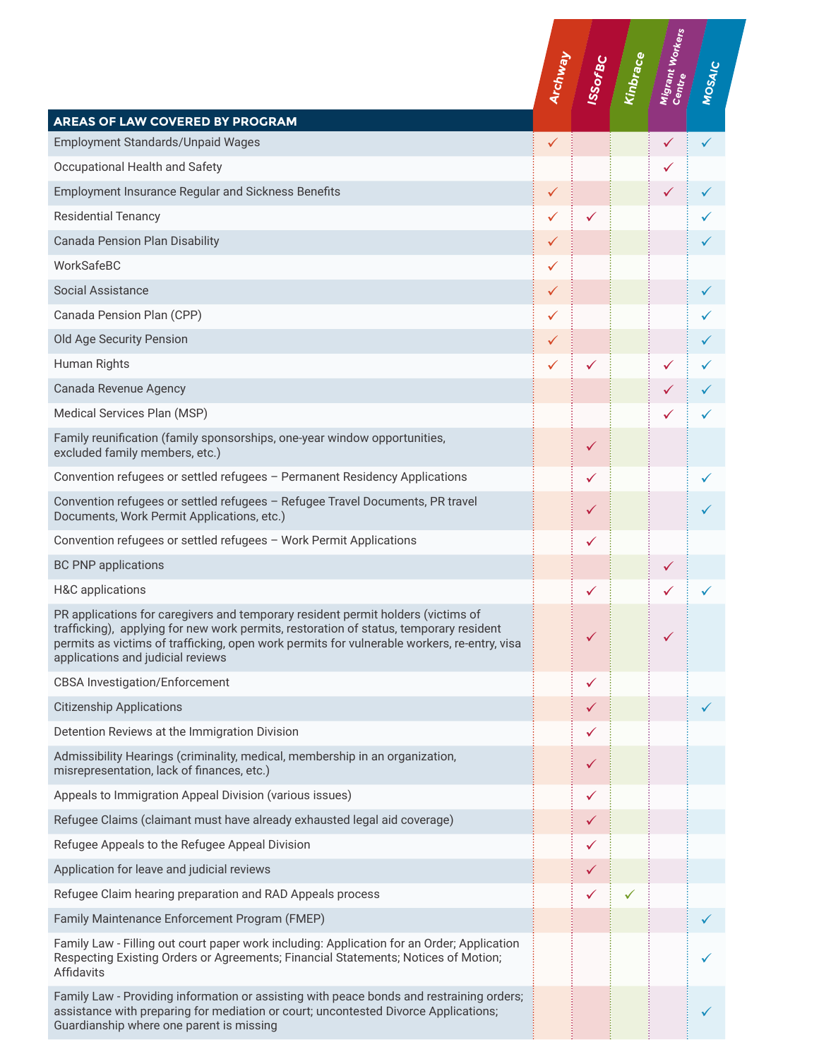| AREAS OF LAW COVERED BY PROGRAM | Archway | ISSofBC | Kinbrace | Migrant Workers Centre | MOSAIC |
|---|---|---|---|---|---|
| Employment Standards/Unpaid Wages | ✓ | | | ✓ | ✓ |
| Occupational Health and Safety | | | | ✓ | |
| Employment Insurance Regular and Sickness Benefits | ✓ | | | ✓ | ✓ |
| Residential Tenancy | ✓ | ✓ | | | ✓ |
| Canada Pension Plan Disability | ✓ | | | | ✓ |
| WorkSafeBC | ✓ | | | | |
| Social Assistance | ✓ | | | | ✓ |
| Canada Pension Plan (CPP) | ✓ | | | | ✓ |
| Old Age Security Pension | ✓ | | | | ✓ |
| Human Rights | ✓ | ✓ | | ✓ | ✓ |
| Canada Revenue Agency | | | | ✓ | ✓ |
| Medical Services Plan (MSP) | | | | ✓ | ✓ |
| Family reunification (family sponsorships, one-year window opportunities, excluded family members, etc.) | | ✓ | | | |
| Convention refugees or settled refugees – Permanent Residency Applications | | ✓ | | | ✓ |
| Convention refugees or settled refugees – Refugee Travel Documents, PR travel Documents, Work Permit Applications, etc.) | | ✓ | | | ✓ |
| Convention refugees or settled refugees – Work Permit Applications | | ✓ | | | |
| BC PNP applications | | | | ✓ | |
| H&C applications | | ✓ | | ✓ | ✓ |
| PR applications for caregivers and temporary resident permit holders (victims of trafficking), applying for new work permits, restoration of status, temporary resident permits as victims of trafficking, open work permits for vulnerable workers, re-entry, visa applications and judicial reviews | | ✓ | | ✓ | |
| CBSA Investigation/Enforcement | | ✓ | | | |
| Citizenship Applications | | ✓ | | | ✓ |
| Detention Reviews at the Immigration Division | | ✓ | | | |
| Admissibility Hearings (criminality, medical, membership in an organization, misrepresentation, lack of finances, etc.) | | ✓ | | | |
| Appeals to Immigration Appeal Division (various issues) | | ✓ | | | |
| Refugee Claims (claimant must have already exhausted legal aid coverage) | | ✓ | | | |
| Refugee Appeals to the Refugee Appeal Division | | ✓ | | | |
| Application for leave and judicial reviews | | ✓ | | | |
| Refugee Claim hearing preparation and RAD Appeals process | | ✓ | ✓ | | |
| Family Maintenance Enforcement Program (FMEP) | | | | | ✓ |
| Family Law - Filling out court paper work including: Application for an Order; Application Respecting Existing Orders or Agreements; Financial Statements; Notices of Motion; Affidavits | | | | | ✓ |
| Family Law - Providing information or assisting with peace bonds and restraining orders; assistance with preparing for mediation or court; uncontested Divorce Applications; Guardianship where one parent is missing | | | | | ✓ |